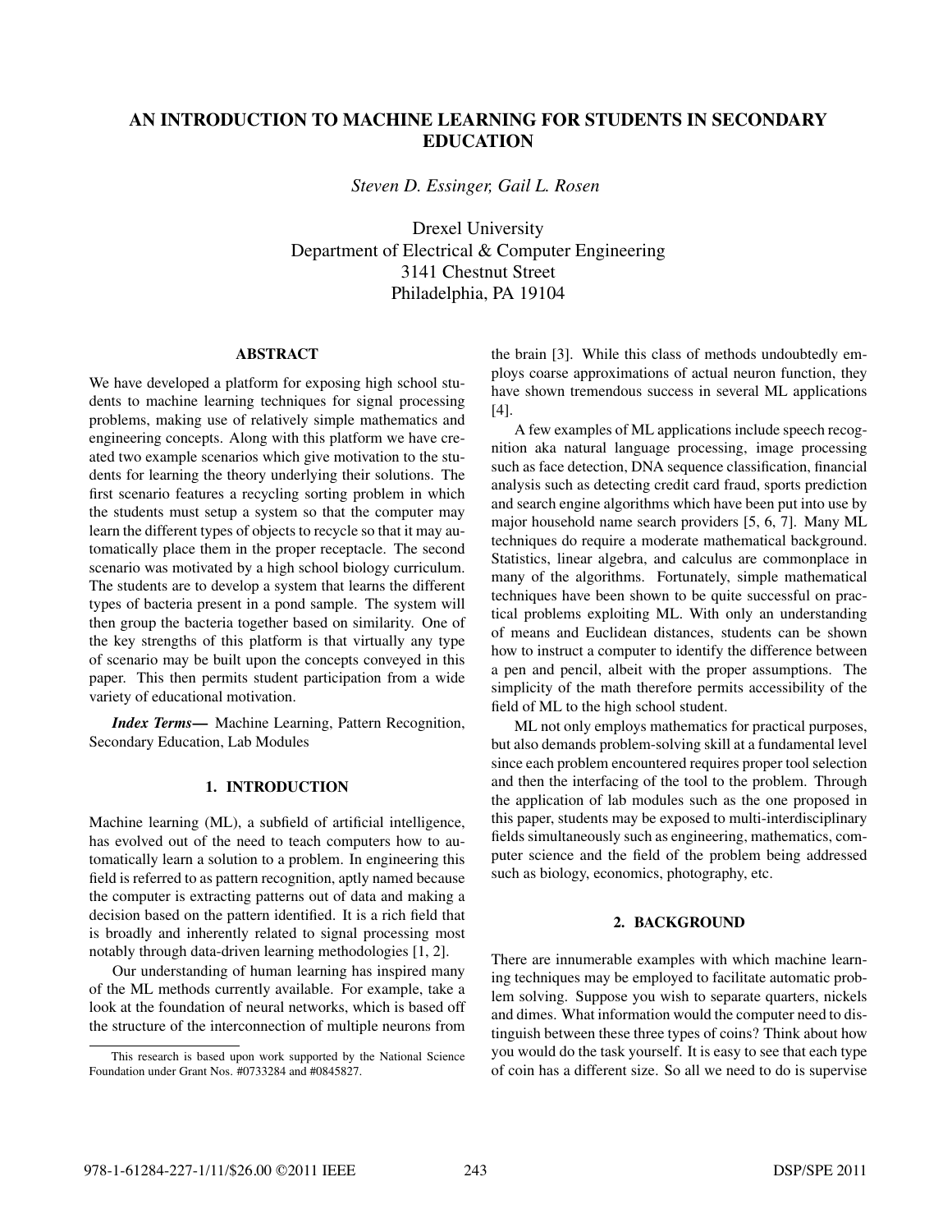# AN INTRODUCTION TO MACHINE LEARNING FOR STUDENTS IN SECONDARY EDUCATION

*Steven D. Essinger, Gail L. Rosen*

Drexel University
Department of Electrical & Computer Engineering
3141 Chestnut Street
Philadelphia, PA 19104

## ABSTRACT

We have developed a platform for exposing high school students to machine learning techniques for signal processing problems, making use of relatively simple mathematics and engineering concepts. Along with this platform we have created two example scenarios which give motivation to the students for learning the theory underlying their solutions. The first scenario features a recycling sorting problem in which the students must setup a system so that the computer may learn the different types of objects to recycle so that it may automatically place them in the proper receptacle. The second scenario was motivated by a high school biology curriculum. The students are to develop a system that learns the different types of bacteria present in a pond sample. The system will then group the bacteria together based on similarity. One of the key strengths of this platform is that virtually any type of scenario may be built upon the concepts conveyed in this paper. This then permits student participation from a wide variety of educational motivation.

***Index Terms*—** Machine Learning, Pattern Recognition, Secondary Education, Lab Modules

## 1. INTRODUCTION

Machine learning (ML), a subfield of artificial intelligence, has evolved out of the need to teach computers how to automatically learn a solution to a problem. In engineering this field is referred to as pattern recognition, aptly named because the computer is extracting patterns out of data and making a decision based on the pattern identified. It is a rich field that is broadly and inherently related to signal processing most notably through data-driven learning methodologies [1, 2].

Our understanding of human learning has inspired many of the ML methods currently available. For example, take a look at the foundation of neural networks, which is based off the structure of the interconnection of multiple neurons from the brain [3]. While this class of methods undoubtedly employs coarse approximations of actual neuron function, they have shown tremendous success in several ML applications [4].

A few examples of ML applications include speech recognition aka natural language processing, image processing such as face detection, DNA sequence classification, financial analysis such as detecting credit card fraud, sports prediction and search engine algorithms which have been put into use by major household name search providers [5, 6, 7]. Many ML techniques do require a moderate mathematical background. Statistics, linear algebra, and calculus are commonplace in many of the algorithms. Fortunately, simple mathematical techniques have been shown to be quite successful on practical problems exploiting ML. With only an understanding of means and Euclidean distances, students can be shown how to instruct a computer to identify the difference between a pen and pencil, albeit with the proper assumptions. The simplicity of the math therefore permits accessibility of the field of ML to the high school student.

ML not only employs mathematics for practical purposes, but also demands problem-solving skill at a fundamental level since each problem encountered requires proper tool selection and then the interfacing of the tool to the problem. Through the application of lab modules such as the one proposed in this paper, students may be exposed to multi-interdisciplinary fields simultaneously such as engineering, mathematics, computer science and the field of the problem being addressed such as biology, economics, photography, etc.

## 2. BACKGROUND

There are innumerable examples with which machine learning techniques may be employed to facilitate automatic problem solving. Suppose you wish to separate quarters, nickels and dimes. What information would the computer need to distinguish between these three types of coins? Think about how you would do the task yourself. It is easy to see that each type of coin has a different size. So all we need to do is supervise

This research is based upon work supported by the National Science Foundation under Grant Nos. #0733284 and #0845827.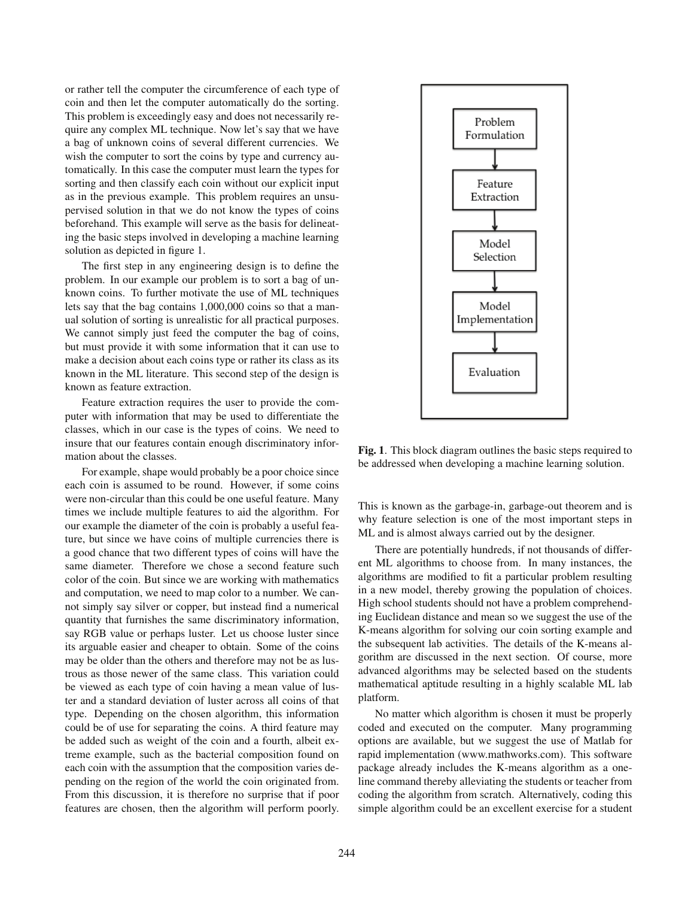or rather tell the computer the circumference of each type of coin and then let the computer automatically do the sorting. This problem is exceedingly easy and does not necessarily require any complex ML technique. Now let's say that we have a bag of unknown coins of several different currencies. We wish the computer to sort the coins by type and currency automatically. In this case the computer must learn the types for sorting and then classify each coin without our explicit input as in the previous example. This problem requires an unsupervised solution in that we do not know the types of coins beforehand. This example will serve as the basis for delineating the basic steps involved in developing a machine learning solution as depicted in figure 1.

The first step in any engineering design is to define the problem. In our example our problem is to sort a bag of unknown coins. To further motivate the use of ML techniques lets say that the bag contains 1,000,000 coins so that a manual solution of sorting is unrealistic for all practical purposes. We cannot simply just feed the computer the bag of coins, but must provide it with some information that it can use to make a decision about each coins type or rather its class as its known in the ML literature. This second step of the design is known as feature extraction.

Feature extraction requires the user to provide the computer with information that may be used to differentiate the classes, which in our case is the types of coins. We need to insure that our features contain enough discriminatory information about the classes.

For example, shape would probably be a poor choice since each coin is assumed to be round. However, if some coins were non-circular than this could be one useful feature. Many times we include multiple features to aid the algorithm. For our example the diameter of the coin is probably a useful feature, but since we have coins of multiple currencies there is a good chance that two different types of coins will have the same diameter. Therefore we chose a second feature such color of the coin. But since we are working with mathematics and computation, we need to map color to a number. We cannot simply say silver or copper, but instead find a numerical quantity that furnishes the same discriminatory information, say RGB value or perhaps luster. Let us choose luster since its arguable easier and cheaper to obtain. Some of the coins may be older than the others and therefore may not be as lustrous as those newer of the same class. This variation could be viewed as each type of coin having a mean value of luster and a standard deviation of luster across all coins of that type. Depending on the chosen algorithm, this information could be of use for separating the coins. A third feature may be added such as weight of the coin and a fourth, albeit extreme example, such as the bacterial composition found on each coin with the assumption that the composition varies depending on the region of the world the coin originated from. From this discussion, it is therefore no surprise that if poor features are chosen, then the algorithm will perform poorly. This is known as the garbage-in, garbage-out theorem and is why feature selection is one of the most important steps in ML and is almost always carried out by the designer.

Problem Formulation

Feature Extraction

Model Selection

Model Implementation

Evaluation

**Fig. 1**. This block diagram outlines the basic steps required to be addressed when developing a machine learning solution.

There are potentially hundreds, if not thousands of different ML algorithms to choose from. In many instances, the algorithms are modified to fit a particular problem resulting in a new model, thereby growing the population of choices. High school students should not have a problem comprehending Euclidean distance and mean so we suggest the use of the K-means algorithm for solving our coin sorting example and the subsequent lab activities. The details of the K-means algorithm are discussed in the next section. Of course, more advanced algorithms may be selected based on the students mathematical aptitude resulting in a highly scalable ML lab platform.

No matter which algorithm is chosen it must be properly coded and executed on the computer. Many programming options are available, but we suggest the use of Matlab for rapid implementation (www.mathworks.com). This software package already includes the K-means algorithm as a one-line command thereby alleviating the students or teacher from coding the algorithm from scratch. Alternatively, coding this simple algorithm could be an excellent exercise for a student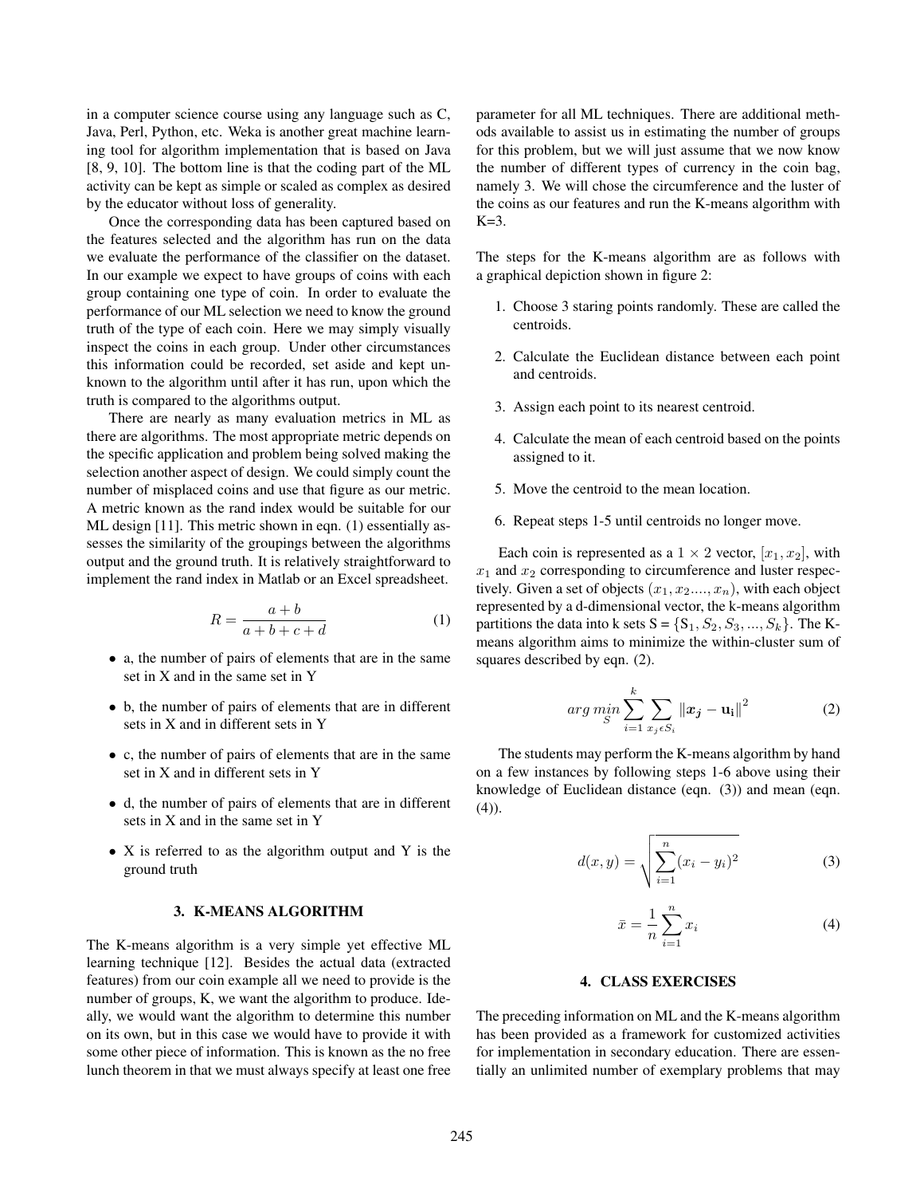in a computer science course using any language such as C, Java, Perl, Python, etc. Weka is another great machine learning tool for algorithm implementation that is based on Java [8, 9, 10]. The bottom line is that the coding part of the ML activity can be kept as simple or scaled as complex as desired by the educator without loss of generality.

Once the corresponding data has been captured based on the features selected and the algorithm has run on the data we evaluate the performance of the classifier on the dataset. In our example we expect to have groups of coins with each group containing one type of coin. In order to evaluate the performance of our ML selection we need to know the ground truth of the type of each coin. Here we may simply visually inspect the coins in each group. Under other circumstances this information could be recorded, set aside and kept unknown to the algorithm until after it has run, upon which the truth is compared to the algorithms output.

There are nearly as many evaluation metrics in ML as there are algorithms. The most appropriate metric depends on the specific application and problem being solved making the selection another aspect of design. We could simply count the number of misplaced coins and use that figure as our metric. A metric known as the rand index would be suitable for our ML design [11]. This metric shown in eqn. (1) essentially assesses the similarity of the groupings between the algorithms output and the ground truth. It is relatively straightforward to implement the rand index in Matlab or an Excel spreadsheet.

$$R = \frac{a+b}{a+b+c+d} \tag{1}$$

- a, the number of pairs of elements that are in the same set in X and in the same set in Y
- b, the number of pairs of elements that are in different sets in X and in different sets in Y
- c, the number of pairs of elements that are in the same set in X and in different sets in Y
- d, the number of pairs of elements that are in different sets in X and in the same set in Y
- X is referred to as the algorithm output and Y is the ground truth

## 3. K-MEANS ALGORITHM

The K-means algorithm is a very simple yet effective ML learning technique [12]. Besides the actual data (extracted features) from our coin example all we need to provide is the number of groups, K, we want the algorithm to produce. Ideally, we would want the algorithm to determine this number on its own, but in this case we would have to provide it with some other piece of information. This is known as the no free lunch theorem in that we must always specify at least one free parameter for all ML techniques. There are additional methods available to assist us in estimating the number of groups for this problem, but we will just assume that we now know the number of different types of currency in the coin bag, namely 3. We will chose the circumference and the luster of the coins as our features and run the K-means algorithm with K=3.

The steps for the K-means algorithm are as follows with a graphical depiction shown in figure 2:

1. Choose 3 staring points randomly. These are called the centroids.
2. Calculate the Euclidean distance between each point and centroids.
3. Assign each point to its nearest centroid.
4. Calculate the mean of each centroid based on the points assigned to it.
5. Move the centroid to the mean location.
6. Repeat steps 1-5 until centroids no longer move.

Each coin is represented as a $1 \times 2$ vector, $[x_1, x_2]$, with $x_1$ and $x_2$ corresponding to circumference and luster respectively. Given a set of objects $(x_1, x_2 ...., x_n)$, with each object represented by a d-dimensional vector, the k-means algorithm partitions the data into k sets S = $\{S_1, S_2, S_3, ..., S_k\}$. The K-means algorithm aims to minimize the within-cluster sum of squares described by eqn. (2).

$$arg\ \underset{S}{min} \sum_{i=1}^{k} \sum_{x_j \epsilon S_i} \left\| \boldsymbol{x_j} - \mathbf{u_i} \right\|^2 \tag{2}$$

The students may perform the K-means algorithm by hand on a few instances by following steps 1-6 above using their knowledge of Euclidean distance (eqn. (3)) and mean (eqn. (4)).

$$d(x,y) = \sqrt{\sum_{i=1}^{n} (x_i - y_i)^2} \tag{3}$$

$$\bar{x} = \frac{1}{n} \sum_{i=1}^{n} x_i \tag{4}$$

## 4. CLASS EXERCISES

The preceding information on ML and the K-means algorithm has been provided as a framework for customized activities for implementation in secondary education. There are essentially an unlimited number of exemplary problems that may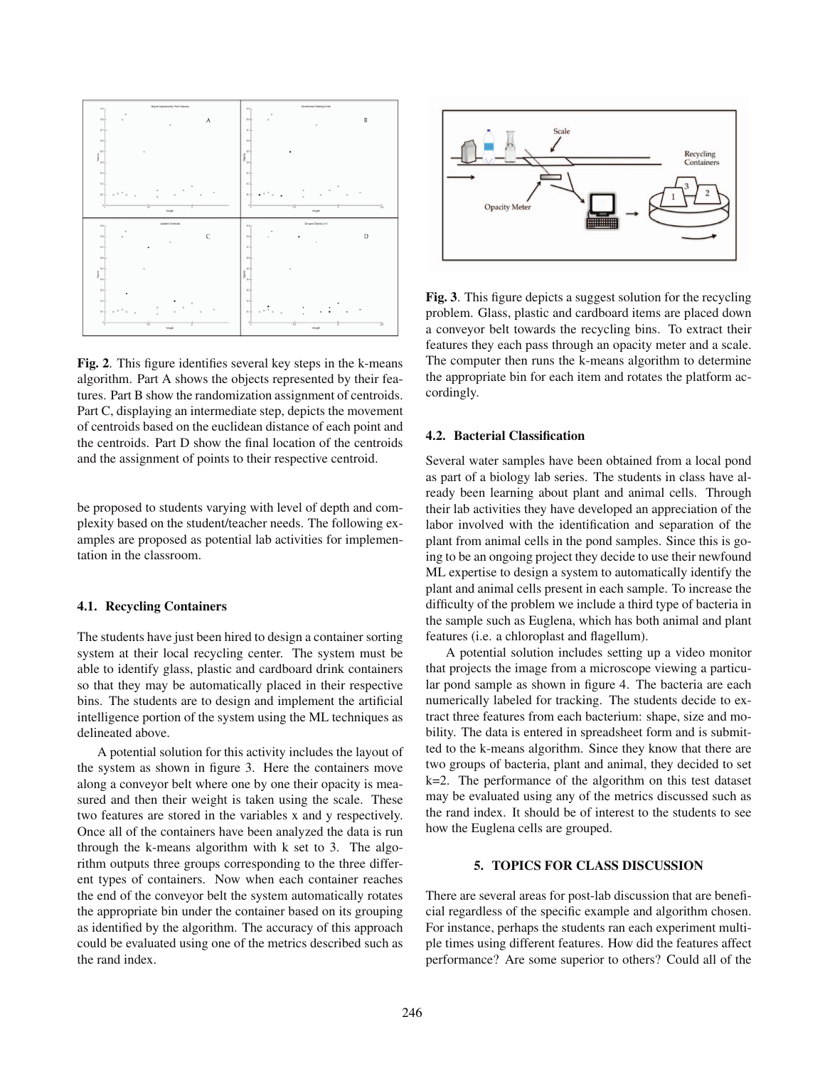Fig. 2. This figure identifies several key steps in the k-means algorithm. Part A shows the objects represented by their features. Part B show the randomization assignment of centroids. Part C, displaying an intermediate step, depicts the movement of centroids based on the euclidean distance of each point and the centroids. Part D show the final location of the centroids and the assignment of points to their respective centroid.

be proposed to students varying with level of depth and complexity based on the student/teacher needs. The following examples are proposed as potential lab activities for implementation in the classroom.

### 4.1. Recycling Containers

The students have just been hired to design a container sorting system at their local recycling center. The system must be able to identify glass, plastic and cardboard drink containers so that they may be automatically placed in their respective bins. The students are to design and implement the artificial intelligence portion of the system using the ML techniques as delineated above.

A potential solution for this activity includes the layout of the system as shown in figure 3. Here the containers move along a conveyor belt where one by one their opacity is measured and then their weight is taken using the scale. These two features are stored in the variables x and y respectively. Once all of the containers have been analyzed the data is run through the k-means algorithm with k set to 3. The algorithm outputs three groups corresponding to the three different types of containers. Now when each container reaches the end of the conveyor belt the system automatically rotates the appropriate bin under the container based on its grouping as identified by the algorithm. The accuracy of this approach could be evaluated using one of the metrics described such as the rand index.

Fig. 3. This figure depicts a suggest solution for the recycling problem. Glass, plastic and cardboard items are placed down a conveyor belt towards the recycling bins. To extract their features they each pass through an opacity meter and a scale. The computer then runs the k-means algorithm to determine the appropriate bin for each item and rotates the platform accordingly.

### 4.2. Bacterial Classification

Several water samples have been obtained from a local pond as part of a biology lab series. The students in class have already been learning about plant and animal cells. Through their lab activities they have developed an appreciation of the labor involved with the identification and separation of the plant from animal cells in the pond samples. Since this is going to be an ongoing project they decide to use their newfound ML expertise to design a system to automatically identify the plant and animal cells present in each sample. To increase the difficulty of the problem we include a third type of bacteria in the sample such as Euglena, which has both animal and plant features (i.e. a chloroplast and flagellum).

A potential solution includes setting up a video monitor that projects the image from a microscope viewing a particular pond sample as shown in figure 4. The bacteria are each numerically labeled for tracking. The students decide to extract three features from each bacterium: shape, size and mobility. The data is entered in spreadsheet form and is submitted to the k-means algorithm. Since they know that there are two groups of bacteria, plant and animal, they decided to set k=2. The performance of the algorithm on this test dataset may be evaluated using any of the metrics discussed such as the rand index. It should be of interest to the students to see how the Euglena cells are grouped.

## 5. TOPICS FOR CLASS DISCUSSION

There are several areas for post-lab discussion that are beneficial regardless of the specific example and algorithm chosen. For instance, perhaps the students ran each experiment multiple times using different features. How did the features affect performance? Are some superior to others? Could all of the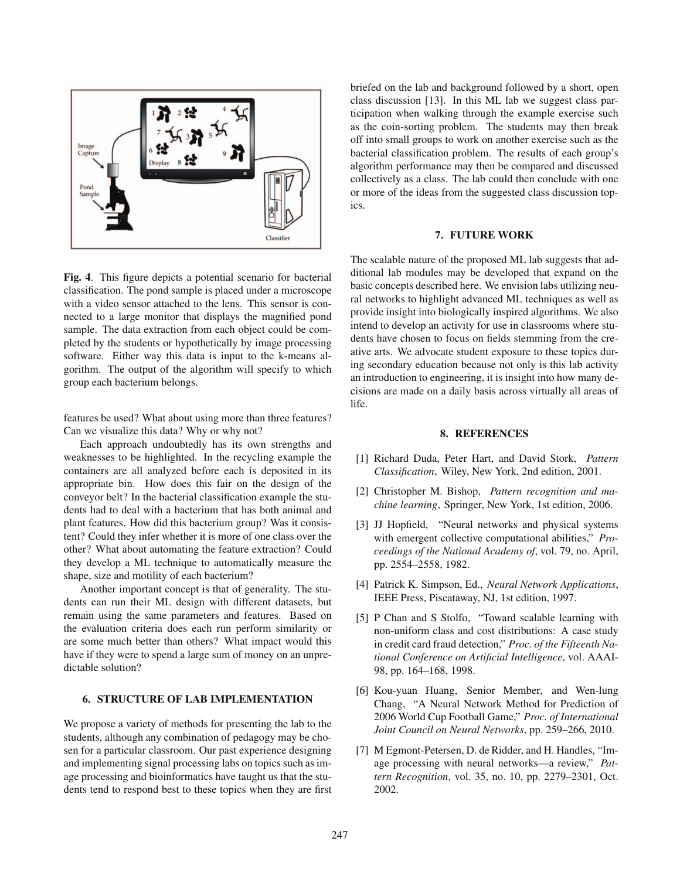Image Capture

Pond Sample

Display

Classifier

1 2 3 4 5 6 7 8 9

**Fig. 4**. This figure depicts a potential scenario for bacterial classification. The pond sample is placed under a microscope with a video sensor attached to the lens. This sensor is connected to a large monitor that displays the magnified pond sample. The data extraction from each object could be completed by the students or hypothetically by image processing software. Either way this data is input to the k-means algorithm. The output of the algorithm will specify to which group each bacterium belongs.

features be used? What about using more than three features? Can we visualize this data? Why or why not?

Each approach undoubtedly has its own strengths and weaknesses to be highlighted. In the recycling example the containers are all analyzed before each is deposited in its appropriate bin. How does this fair on the design of the conveyor belt? In the bacterial classification example the students had to deal with a bacterium that has both animal and plant features. How did this bacterium group? Was it consistent? Could they infer whether it is more of one class over the other? What about automating the feature extraction? Could they develop a ML technique to automatically measure the shape, size and motility of each bacterium?

Another important concept is that of generality. The students can run their ML design with different datasets, but remain using the same parameters and features. Based on the evaluation criteria does each run perform similarity or are some much better than others? What impact would this have if they were to spend a large sum of money on an unpredictable solution?

## 6. STRUCTURE OF LAB IMPLEMENTATION

We propose a variety of methods for presenting the lab to the students, although any combination of pedagogy may be chosen for a particular classroom. Our past experience designing and implementing signal processing labs on topics such as image processing and bioinformatics have taught us that the students tend to respond best to these topics when they are first briefed on the lab and background followed by a short, open class discussion [13]. In this ML lab we suggest class participation when walking through the example exercise such as the coin-sorting problem. The students may then break off into small groups to work on another exercise such as the bacterial classification problem. The results of each group's algorithm performance may then be compared and discussed collectively as a class. The lab could then conclude with one or more of the ideas from the suggested class discussion topics.

## 7. FUTURE WORK

The scalable nature of the proposed ML lab suggests that additional lab modules may be developed that expand on the basic concepts described here. We envision labs utilizing neural networks to highlight advanced ML techniques as well as provide insight into biologically inspired algorithms. We also intend to develop an activity for use in classrooms where students have chosen to focus on fields stemming from the creative arts. We advocate student exposure to these topics during secondary education because not only is this lab activity an introduction to engineering, it is insight into how many decisions are made on a daily basis across virtually all areas of life.

## 8. REFERENCES

[1] Richard Duda, Peter Hart, and David Stork, *Pattern Classification*, Wiley, New York, 2nd edition, 2001.

[2] Christopher M. Bishop, *Pattern recognition and machine learning*, Springer, New York, 1st edition, 2006.

[3] JJ Hopfield, "Neural networks and physical systems with emergent collective computational abilities," *Proceedings of the National Academy of*, vol. 79, no. April, pp. 2554–2558, 1982.

[4] Patrick K. Simpson, Ed., *Neural Network Applications*, IEEE Press, Piscataway, NJ, 1st edition, 1997.

[5] P Chan and S Stolfo, "Toward scalable learning with non-uniform class and cost distributions: A case study in credit card fraud detection," *Proc. of the Fifteenth National Conference on Artificial Intelligence*, vol. AAAI-98, pp. 164–168, 1998.

[6] Kou-yuan Huang, Senior Member, and Wen-lung Chang, "A Neural Network Method for Prediction of 2006 World Cup Football Game," *Proc. of International Joint Council on Neural Networks*, pp. 259–266, 2010.

[7] M Egmont-Petersen, D. de Ridder, and H. Handles, "Image processing with neural networks—a review," *Pattern Recognition*, vol. 35, no. 10, pp. 2279–2301, Oct. 2002.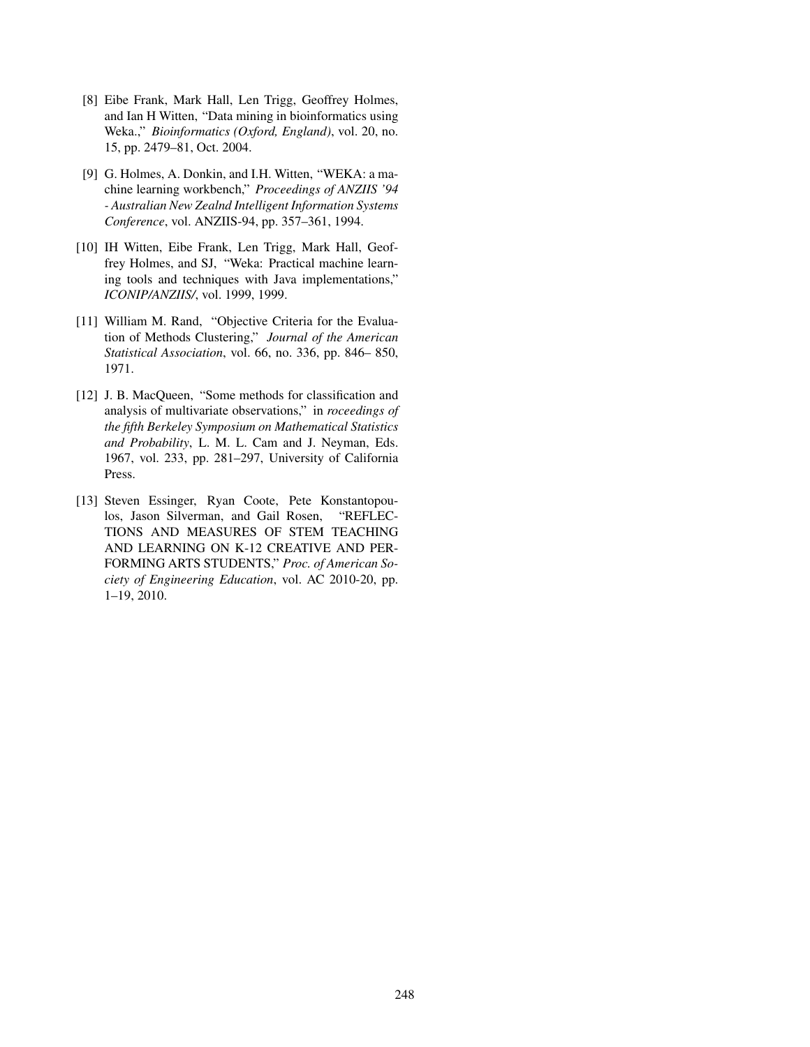[8] Eibe Frank, Mark Hall, Len Trigg, Geoffrey Holmes, and Ian H Witten, "Data mining in bioinformatics using Weka.," *Bioinformatics (Oxford, England)*, vol. 20, no. 15, pp. 2479–81, Oct. 2004.

[9] G. Holmes, A. Donkin, and I.H. Witten, "WEKA: a machine learning workbench," *Proceedings of ANZIIS '94 - Australian New Zealnd Intelligent Information Systems Conference*, vol. ANZIIS-94, pp. 357–361, 1994.

[10] IH Witten, Eibe Frank, Len Trigg, Mark Hall, Geoffrey Holmes, and SJ, "Weka: Practical machine learning tools and techniques with Java implementations," *ICONIP/ANZIIS/*, vol. 1999, 1999.

[11] William M. Rand, "Objective Criteria for the Evaluation of Methods Clustering," *Journal of the American Statistical Association*, vol. 66, no. 336, pp. 846– 850, 1971.

[12] J. B. MacQueen, "Some methods for classification and analysis of multivariate observations," in *roceedings of the fifth Berkeley Symposium on Mathematical Statistics and Probability*, L. M. L. Cam and J. Neyman, Eds. 1967, vol. 233, pp. 281–297, University of California Press.

[13] Steven Essinger, Ryan Coote, Pete Konstantopoulos, Jason Silverman, and Gail Rosen, "REFLECTIONS AND MEASURES OF STEM TEACHING AND LEARNING ON K-12 CREATIVE AND PERFORMING ARTS STUDENTS," *Proc. of American Society of Engineering Education*, vol. AC 2010-20, pp. 1–19, 2010.